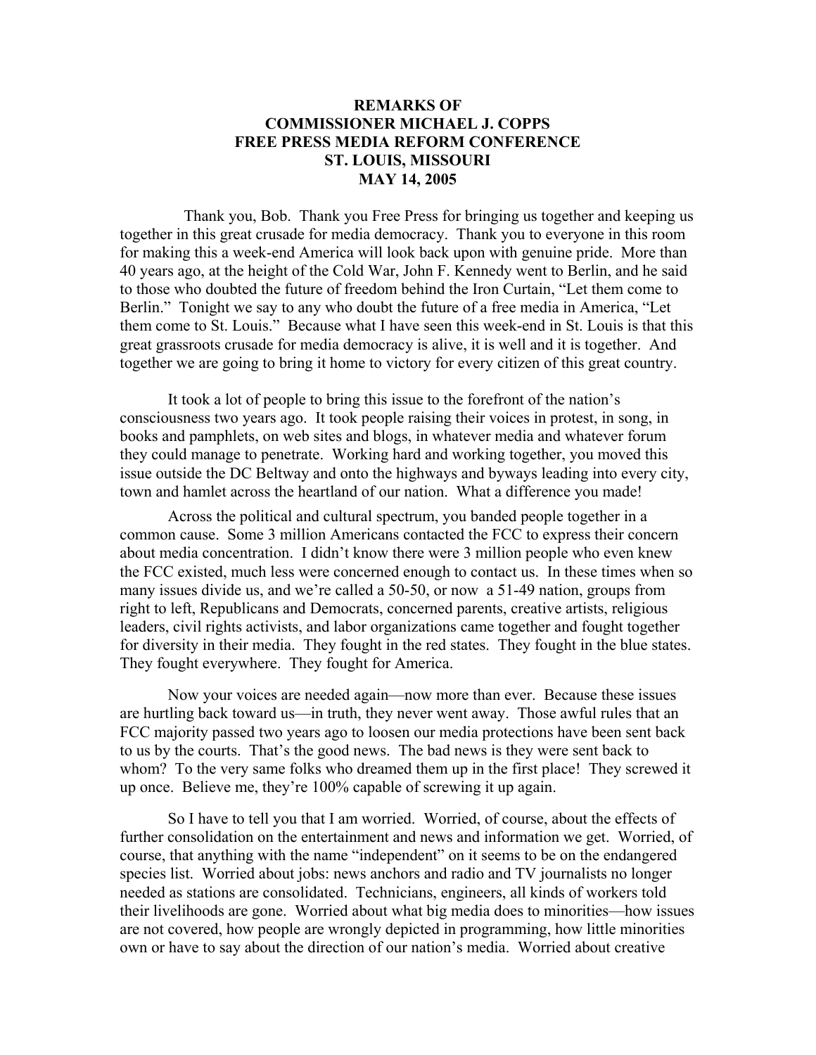# REMARKS OF
# COMMISSIONER MICHAEL J. COPPS
# FREE PRESS MEDIA REFORM CONFERENCE
# ST. LOUIS, MISSOURI
# MAY 14, 2005

Thank you, Bob. Thank you Free Press for bringing us together and keeping us together in this great crusade for media democracy. Thank you to everyone in this room for making this a week-end America will look back upon with genuine pride. More than 40 years ago, at the height of the Cold War, John F. Kennedy went to Berlin, and he said to those who doubted the future of freedom behind the Iron Curtain, "Let them come to Berlin." Tonight we say to any who doubt the future of a free media in America, "Let them come to St. Louis." Because what I have seen this week-end in St. Louis is that this great grassroots crusade for media democracy is alive, it is well and it is together. And together we are going to bring it home to victory for every citizen of this great country.

It took a lot of people to bring this issue to the forefront of the nation's consciousness two years ago. It took people raising their voices in protest, in song, in books and pamphlets, on web sites and blogs, in whatever media and whatever forum they could manage to penetrate. Working hard and working together, you moved this issue outside the DC Beltway and onto the highways and byways leading into every city, town and hamlet across the heartland of our nation. What a difference you made!

Across the political and cultural spectrum, you banded people together in a common cause. Some 3 million Americans contacted the FCC to express their concern about media concentration. I didn't know there were 3 million people who even knew the FCC existed, much less were concerned enough to contact us. In these times when so many issues divide us, and we're called a 50-50, or now a 51-49 nation, groups from right to left, Republicans and Democrats, concerned parents, creative artists, religious leaders, civil rights activists, and labor organizations came together and fought together for diversity in their media. They fought in the red states. They fought in the blue states. They fought everywhere. They fought for America.

Now your voices are needed again—now more than ever. Because these issues are hurtling back toward us—in truth, they never went away. Those awful rules that an FCC majority passed two years ago to loosen our media protections have been sent back to us by the courts. That's the good news. The bad news is they were sent back to whom? To the very same folks who dreamed them up in the first place! They screwed it up once. Believe me, they're 100% capable of screwing it up again.

So I have to tell you that I am worried. Worried, of course, about the effects of further consolidation on the entertainment and news and information we get. Worried, of course, that anything with the name "independent" on it seems to be on the endangered species list. Worried about jobs: news anchors and radio and TV journalists no longer needed as stations are consolidated. Technicians, engineers, all kinds of workers told their livelihoods are gone. Worried about what big media does to minorities—how issues are not covered, how people are wrongly depicted in programming, how little minorities own or have to say about the direction of our nation's media. Worried about creative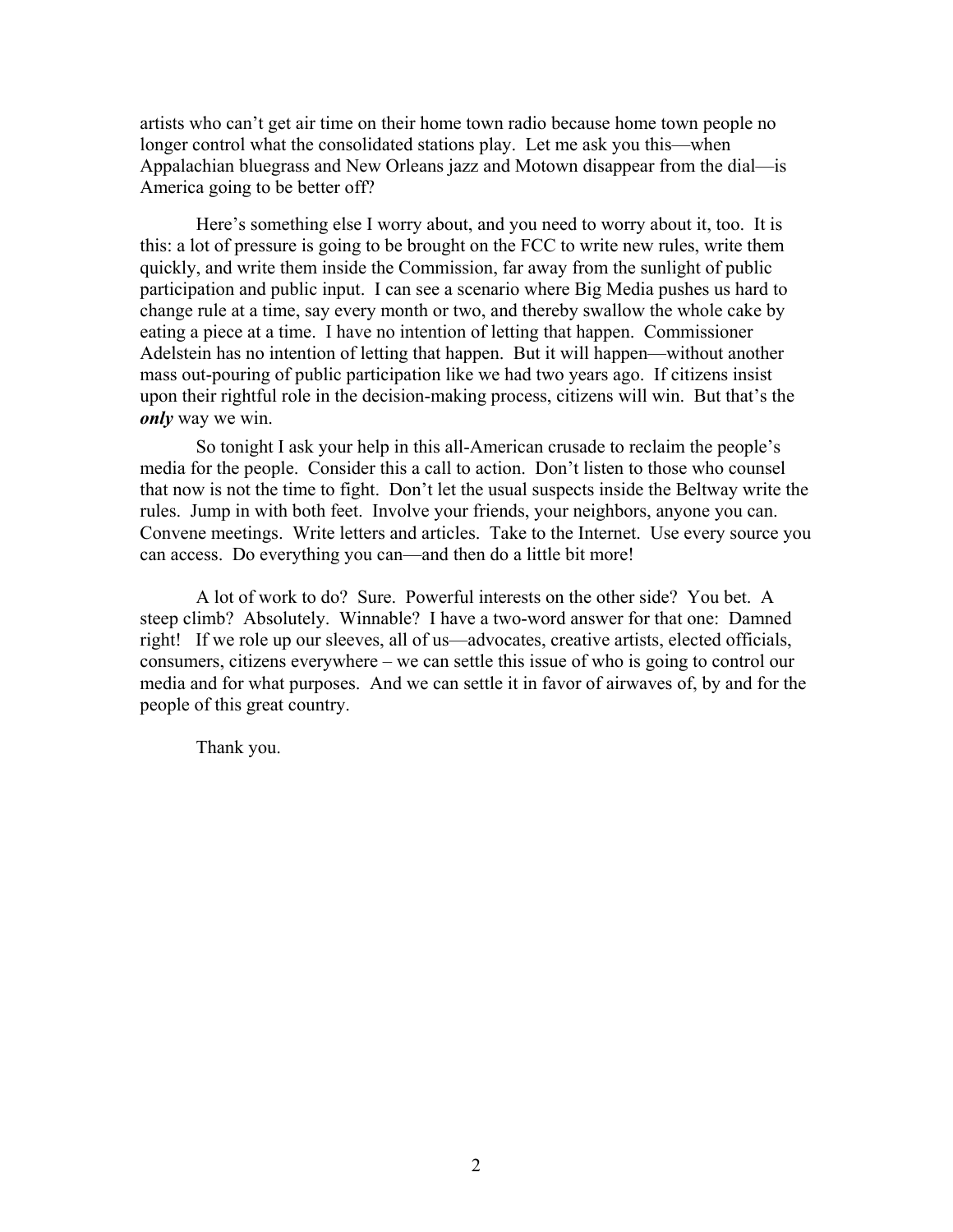artists who can't get air time on their home town radio because home town people no longer control what the consolidated stations play. Let me ask you this—when Appalachian bluegrass and New Orleans jazz and Motown disappear from the dial—is America going to be better off?

Here's something else I worry about, and you need to worry about it, too. It is this: a lot of pressure is going to be brought on the FCC to write new rules, write them quickly, and write them inside the Commission, far away from the sunlight of public participation and public input. I can see a scenario where Big Media pushes us hard to change rule at a time, say every month or two, and thereby swallow the whole cake by eating a piece at a time. I have no intention of letting that happen. Commissioner Adelstein has no intention of letting that happen. But it will happen—without another mass out-pouring of public participation like we had two years ago. If citizens insist upon their rightful role in the decision-making process, citizens will win. But that's the ***only*** way we win.

So tonight I ask your help in this all-American crusade to reclaim the people's media for the people. Consider this a call to action. Don't listen to those who counsel that now is not the time to fight. Don't let the usual suspects inside the Beltway write the rules. Jump in with both feet. Involve your friends, your neighbors, anyone you can. Convene meetings. Write letters and articles. Take to the Internet. Use every source you can access. Do everything you can—and then do a little bit more!

A lot of work to do? Sure. Powerful interests on the other side? You bet. A steep climb? Absolutely. Winnable? I have a two-word answer for that one: Damned right! If we role up our sleeves, all of us—advocates, creative artists, elected officials, consumers, citizens everywhere – we can settle this issue of who is going to control our media and for what purposes. And we can settle it in favor of airwaves of, by and for the people of this great country.

Thank you.